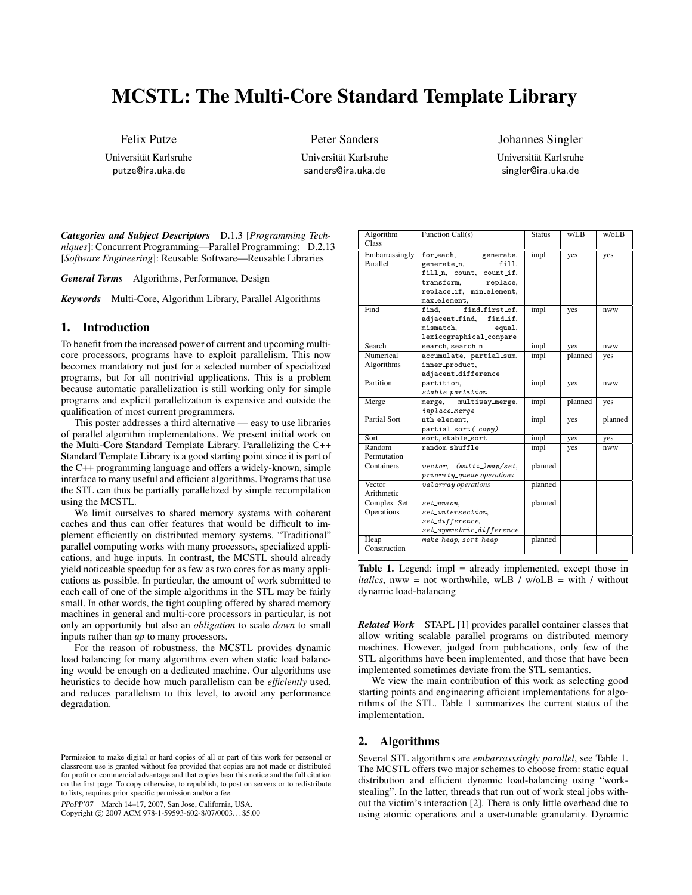# MCSTL: The Multi-Core Standard Template Library

Felix Putze
Universität Karlsruhe
putze@ira.uka.de

Peter Sanders
Universität Karlsruhe
sanders@ira.uka.de

Johannes Singler
Universität Karlsruhe
singler@ira.uka.de

***Categories and Subject Descriptors*** D.1.3 [*Programming Techniques*]: Concurrent Programming—Parallel Programming; D.2.13 [*Software Engineering*]: Reusable Software—Reusable Libraries

***General Terms*** Algorithms, Performance, Design

***Keywords*** Multi-Core, Algorithm Library, Parallel Algorithms

## 1. Introduction

To benefit from the increased power of current and upcoming multi-core processors, programs have to exploit parallelism. This now becomes mandatory not just for a selected number of specialized programs, but for all nontrivial applications. This is a problem because automatic parallelization is still working only for simple programs and explicit parallelization is expensive and outside the qualification of most current programmers.

This poster addresses a third alternative — easy to use libraries of parallel algorithm implementations. We present initial work on the **M**ulti-**C**ore **S**tandard **T**emplate **L**ibrary. Parallelizing the C++ **S**tandard **T**emplate **L**ibrary is a good starting point since it is part of the C++ programming language and offers a widely-known, simple interface to many useful and efficient algorithms. Programs that use the STL can thus be partially parallelized by simple recompilation using the MCSTL.

We limit ourselves to shared memory systems with coherent caches and thus can offer features that would be difficult to implement efficiently on distributed memory systems. "Traditional" parallel computing works with many processors, specialized applications, and huge inputs. In contrast, the MCSTL should already yield noticeable speedup for as few as two cores for as many applications as possible. In particular, the amount of work submitted to each call of one of the simple algorithms in the STL may be fairly small. In other words, the tight coupling offered by shared memory machines in general and multi-core processors in particular, is not only an opportunity but also an *obligation* to scale *down* to small inputs rather than *up* to many processors.

For the reason of robustness, the MCSTL provides dynamic load balancing for many algorithms even when static load balancing would be enough on a dedicated machine. Our algorithms use heuristics to decide how much parallelism can be *efficiently* used, and reduces parallelism to this level, to avoid any performance degradation.

Permission to make digital or hard copies of all or part of this work for personal or classroom use is granted without fee provided that copies are not made or distributed for profit or commercial advantage and that copies bear this notice and the full citation on the first page. To copy otherwise, to republish, to post on servers or to redistribute to lists, requires prior specific permission and/or a fee.

*PPoPP'07* March 14–17, 2007, San Jose, California, USA.
Copyright © 2007 ACM 978-1-59593-602-8/07/0003...$5.00

| Algorithm Class | Function Call(s) | Status | w/LB | w/oLB |
|---|---|---|---|---|
| Embarrassingly Parallel | for_each, generate, generate_n, fill, fill_n, count, count_if, transform, replace, replace_if, min_element, max_element, | impl | yes | yes |
| Find | find, find_first_of, adjacent_find, find_if, mismatch, equal, lexicographical_compare | impl | yes | nww |
| Search | search, search_n | impl | yes | nww |
| Numerical Algorithms | accumulate, partial_sum, inner_product, adjacent_difference | impl | planned | yes |
| Partition | partition, *stable_partition* | impl | yes | nww |
| Merge | merge, multiway_merge, *inplace_merge* | impl | planned | yes |
| Partial Sort | nth_element, partial_sort*(_copy)* | impl | yes | planned |
| Sort | sort, stable_sort | impl | yes | yes |
| Random Permutation | random_shuffle | impl | yes | nww |
| Containers | *vector, (multi_)map/set, priority_queue operations* | planned | | |
| Vector Arithmetic | *valarray operations* | planned | | |
| Complex Set Operations | *set_union, set_intersection, set_difference, set_symmetric_difference* | planned | | |
| Heap Construction | *make_heap, sort_heap* | planned | | |

**Table 1.** Legend: impl = already implemented, except those in *italics*, nww = not worthwhile, wLB / w/oLB = with / without dynamic load-balancing

***Related Work*** STAPL [1] provides parallel container classes that allow writing scalable parallel programs on distributed memory machines. However, judged from publications, only few of the STL algorithms have been implemented, and those that have been implemented sometimes deviate from the STL semantics.

We view the main contribution of this work as selecting good starting points and engineering efficient implementations for algorithms of the STL. Table 1 summarizes the current status of the implementation.

## 2. Algorithms

Several STL algorithms are *embarrasssingly parallel*, see Table 1. The MCSTL offers two major schemes to choose from: static equal distribution and efficient dynamic load-balancing using "work-stealing". In the latter, threads that run out of work steal jobs without the victim's interaction [2]. There is only little overhead due to using atomic operations and a user-tunable granularity. Dynamic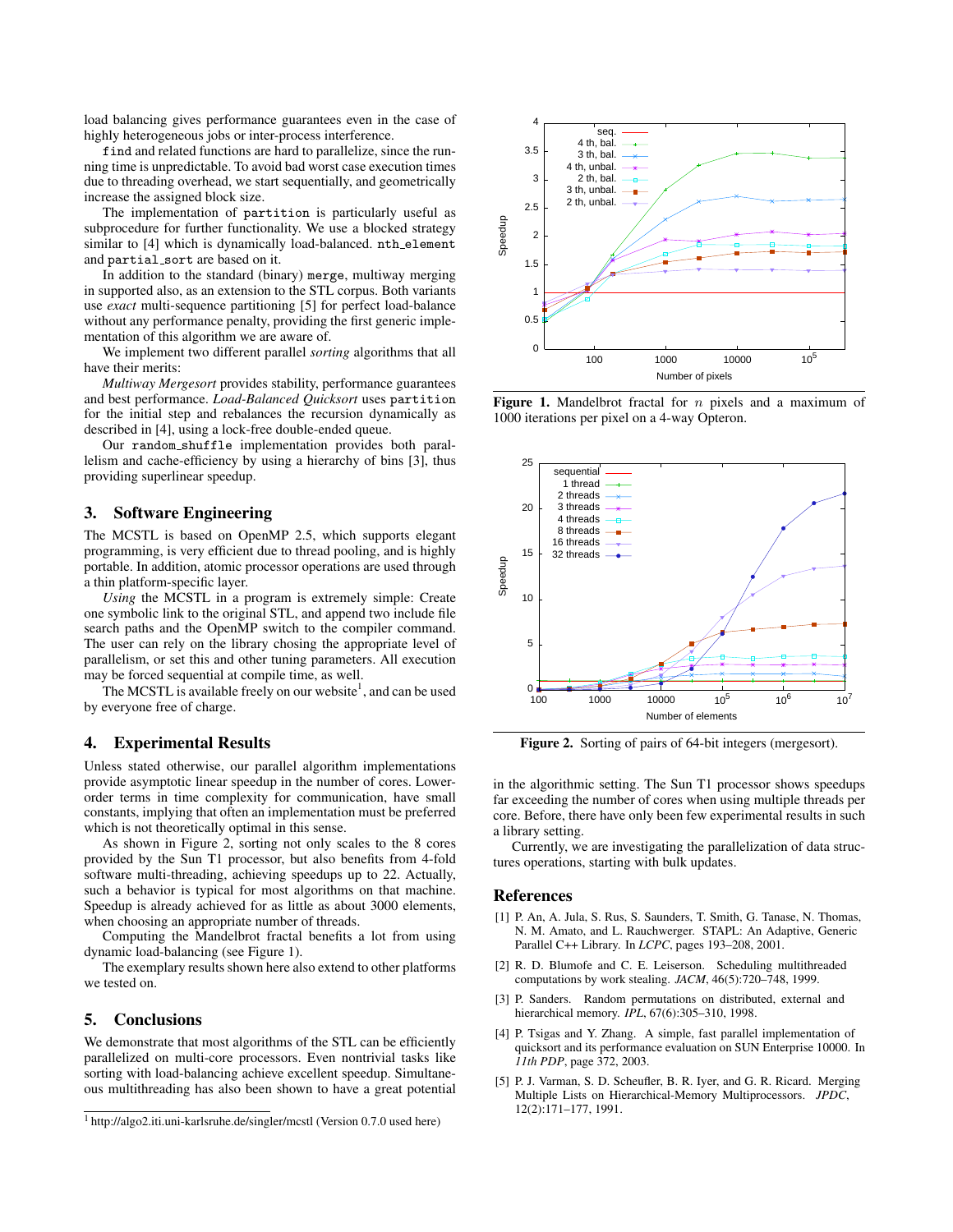load balancing gives performance guarantees even in the case of highly heterogeneous jobs or inter-process interference.

`find` and related functions are hard to parallelize, since the running time is unpredictable. To avoid bad worst case execution times due to threading overhead, we start sequentially, and geometrically increase the assigned block size.

The implementation of `partition` is particularly useful as subprocedure for further functionality. We use a blocked strategy similar to [4] which is dynamically load-balanced. `nth_element` and `partial_sort` are based on it.

In addition to the standard (binary) `merge`, multiway merging in supported also, as an extension to the STL corpus. Both variants use *exact* multi-sequence partitioning [5] for perfect load-balance without any performance penalty, providing the first generic implementation of this algorithm we are aware of.

We implement two different parallel *sorting* algorithms that all have their merits:

*Multiway Mergesort* provides stability, performance guarantees and best performance. *Load-Balanced Quicksort* uses `partition` for the initial step and rebalances the recursion dynamically as described in [4], using a lock-free double-ended queue.

Our `random_shuffle` implementation provides both parallelism and cache-efficiency by using a hierarchy of bins [3], thus providing superlinear speedup.

## 3. Software Engineering

The MCSTL is based on OpenMP 2.5, which supports elegant programming, is very efficient due to thread pooling, and is highly portable. In addition, atomic processor operations are used through a thin platform-specific layer.

*Using* the MCSTL in a program is extremely simple: Create one symbolic link to the original STL, and append two include file search paths and the OpenMP switch to the compiler command. The user can rely on the library chosing the appropriate level of parallelism, or set this and other tuning parameters. All execution may be forced sequential at compile time, as well.

The MCSTL is available freely on our website[1], and can be used by everyone free of charge.

## 4. Experimental Results

Unless stated otherwise, our parallel algorithm implementations provide asymptotic linear speedup in the number of cores. Lower-order terms in time complexity for communication, have small constants, implying that often an implementation must be preferred which is not theoretically optimal in this sense.

As shown in Figure 2, sorting not only scales to the 8 cores provided by the Sun T1 processor, but also benefits from 4-fold software multi-threading, achieving speedups up to 22. Actually, such a behavior is typical for most algorithms on that machine. Speedup is already achieved for as little as about 3000 elements, when choosing an appropriate number of threads.

Computing the Mandelbrot fractal benefits a lot from using dynamic load-balancing (see Figure 1).

The exemplary results shown here also extend to other platforms we tested on.

## 5. Conclusions

We demonstrate that most algorithms of the STL can be efficiently parallelized on multi-core processors. Even nontrivial tasks like sorting with load-balancing achieve excellent speedup. Simultaneous multithreading has also been shown to have a great potential in the algorithmic setting. The Sun T1 processor shows speedups far exceeding the number of cores when using multiple threads per core. Before, there have only been few experimental results in such a library setting.

Currently, we are investigating the parallelization of data structures operations, starting with bulk updates.

[1] http://algo2.iti.uni-karlsruhe.de/singler/mcstl (Version 0.7.0 used here)

Speedup
4
3.5
3
2.5
2
1.5
1
0.5
0
100
1000
10000
$10^5$
Number of pixels
seq.
4 th, bal.
3 th, bal.
4 th, unbal.
2 th, bal.
3 th, unbal.
2 th, unbal.

**Figure 1.** Mandelbrot fractal for $n$ pixels and a maximum of 1000 iterations per pixel on a 4-way Opteron.

Speedup
25
20
15
10
5
0
100
1000
10000
$10^5$
$10^6$
$10^7$
Number of elements
sequential
1 thread
2 threads
3 threads
4 threads
8 threads
16 threads
32 threads

**Figure 2.** Sorting of pairs of 64-bit integers (mergesort).

## References

[1] P. An, A. Jula, S. Rus, S. Saunders, T. Smith, G. Tanase, N. Thomas, N. M. Amato, and L. Rauchwerger. STAPL: An Adaptive, Generic Parallel C++ Library. In *LCPC*, pages 193–208, 2001.

[2] R. D. Blumofe and C. E. Leiserson. Scheduling multithreaded computations by work stealing. *JACM*, 46(5):720–748, 1999.

[3] P. Sanders. Random permutations on distributed, external and hierarchical memory. *IPL*, 67(6):305–310, 1998.

[4] P. Tsigas and Y. Zhang. A simple, fast parallel implementation of quicksort and its performance evaluation on SUN Enterprise 10000. In *11th PDP*, page 372, 2003.

[5] P. J. Varman, S. D. Scheufler, B. R. Iyer, and G. R. Ricard. Merging Multiple Lists on Hierarchical-Memory Multiprocessors. *JPDC*, 12(2):171–177, 1991.